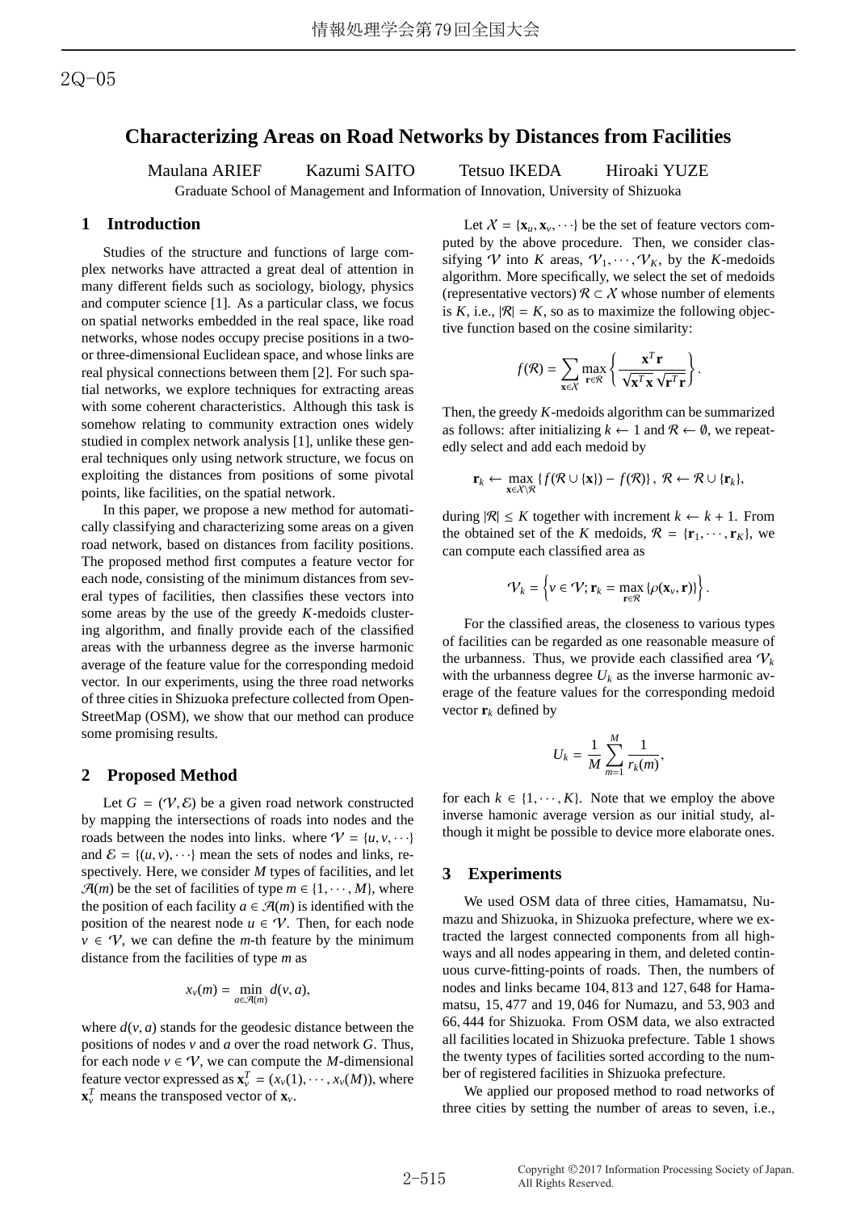2Q-05

# Characterizing Areas on Road Networks by Distances from Facilities

Maulana ARIEF　　Kazumi SAITO　　Tetsuo IKEDA　　Hiroaki YUZE

Graduate School of Management and Information of Innovation, University of Shizuoka

## 1 Introduction

Studies of the structure and functions of large complex networks have attracted a great deal of attention in many different fields such as sociology, biology, physics and computer science [1]. As a particular class, we focus on spatial networks embedded in the real space, like road networks, whose nodes occupy precise positions in a two- or three-dimensional Euclidean space, and whose links are real physical connections between them [2]. For such spatial networks, we explore techniques for extracting areas with some coherent characteristics. Although this task is somehow relating to community extraction ones widely studied in complex network analysis [1], unlike these general techniques only using network structure, we focus on exploiting the distances from positions of some pivotal points, like facilities, on the spatial network.

In this paper, we propose a new method for automatically classifying and characterizing some areas on a given road network, based on distances from facility positions. The proposed method first computes a feature vector for each node, consisting of the minimum distances from several types of facilities, then classifies these vectors into some areas by the use of the greedy $K$-medoids clustering algorithm, and finally provide each of the classified areas with the urbanness degree as the inverse harmonic average of the feature value for the corresponding medoid vector. In our experiments, using the three road networks of three cities in Shizuoka prefecture collected from OpenStreetMap (OSM), we show that our method can produce some promising results.

## 2 Proposed Method

Let $G = (\mathcal{V}, \mathcal{E})$ be a given road network constructed by mapping the intersections of roads into nodes and the roads between the nodes into links. where $\mathcal{V} = \{u, v, \cdots\}$ and $\mathcal{E} = \{(u, v), \cdots\}$ mean the sets of nodes and links, respectively. Here, we consider $M$ types of facilities, and let $\mathcal{A}(m)$ be the set of facilities of type $m \in \{1, \cdots, M\}$, where the position of each facility $a \in \mathcal{A}(m)$ is identified with the position of the nearest node $u \in \mathcal{V}$. Then, for each node $v \in \mathcal{V}$, we can define the $m$-th feature by the minimum distance from the facilities of type $m$ as

$$x_v(m) = \min_{a \in \mathcal{A}(m)} d(v, a),$$

where $d(v, a)$ stands for the geodesic distance between the positions of nodes $v$ and $a$ over the road network $G$. Thus, for each node $v \in \mathcal{V}$, we can compute the $M$-dimensional feature vector expressed as $\mathbf{x}_v^T = (x_v(1), \cdots, x_v(M))$, where $\mathbf{x}_v^T$ means the transposed vector of $\mathbf{x}_v$.

Let $\mathcal{X} = \{\mathbf{x}_u, \mathbf{x}_v, \cdots\}$ be the set of feature vectors computed by the above procedure. Then, we consider classifying $\mathcal{V}$ into $K$ areas, $\mathcal{V}_1, \cdots, \mathcal{V}_K$, by the $K$-medoids algorithm. More specifically, we select the set of medoids (representative vectors) $\mathcal{R} \subset \mathcal{X}$ whose number of elements is $K$, i.e., $|\mathcal{R}| = K$, so as to maximize the following objective function based on the cosine similarity:

$$f(\mathcal{R}) = \sum_{\mathbf{x} \in \mathcal{X}} \max_{\mathbf{r} \in \mathcal{R}} \left\{ \frac{\mathbf{x}^T \mathbf{r}}{\sqrt{\mathbf{x}^T \mathbf{x}} \sqrt{\mathbf{r}^T \mathbf{r}}} \right\}.$$

Then, the greedy $K$-medoids algorithm can be summarized as follows: after initializing $k \leftarrow 1$ and $\mathcal{R} \leftarrow \emptyset$, we repeatedly select and add each medoid by

$$\mathbf{r}_k \leftarrow \max_{\mathbf{x} \in \mathcal{X} \setminus \mathcal{R}} \{ f(\mathcal{R} \cup \{\mathbf{x}\}) - f(\mathcal{R}) \}, \ \mathcal{R} \leftarrow \mathcal{R} \cup \{\mathbf{r}_k\},$$

during $|\mathcal{R}| \leq K$ together with increment $k \leftarrow k + 1$. From the obtained set of the $K$ medoids, $\mathcal{R} = \{\mathbf{r}_1, \cdots, \mathbf{r}_K\}$, we can compute each classified area as

$$\mathcal{V}_k = \left\{ v \in \mathcal{V}; \mathbf{r}_k = \max_{\mathbf{r} \in \mathcal{R}} \{\rho(\mathbf{x}_v, \mathbf{r})\} \right\}.$$

For the classified areas, the closeness to various types of facilities can be regarded as one reasonable measure of the urbanness. Thus, we provide each classified area $\mathcal{V}_k$ with the urbanness degree $U_k$ as the inverse harmonic average of the feature values for the corresponding medoid vector $\mathbf{r}_k$ defined by

$$U_k = \frac{1}{M} \sum_{m=1}^{M} \frac{1}{r_k(m)},$$

for each $k \in \{1, \cdots, K\}$. Note that we employ the above inverse hamonic average version as our initial study, although it might be possible to device more elaborate ones.

## 3 Experiments

We used OSM data of three cities, Hamamatsu, Numazu and Shizuoka, in Shizuoka prefecture, where we extracted the largest connected components from all highways and all nodes appearing in them, and deleted continuous curve-fitting-points of roads. Then, the numbers of nodes and links became 104,813 and 127,648 for Hamamatsu, 15,477 and 19,046 for Numazu, and 53,903 and 66,444 for Shizuoka. From OSM data, we also extracted all facilities located in Shizuoka prefecture. Table 1 shows the twenty types of facilities sorted according to the number of registered facilities in Shizuoka prefecture.

We applied our proposed method to road networks of three cities by setting the number of areas to seven, i.e.,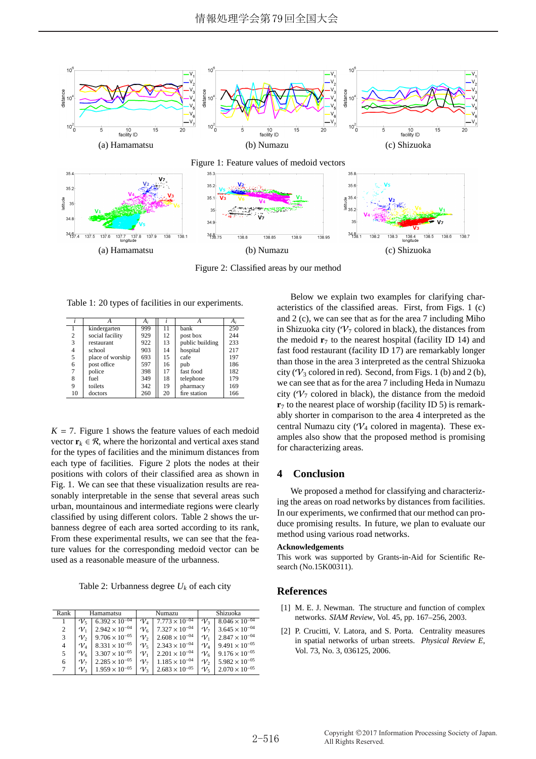distance
10^6
10^4
10^2
0 5 10 15 20
facility ID
V1 V2 V3 V4 V5 V6 V7

(a) Hamamatsu

(b) Numazu

(c) Shizuoka

Figure 1: Feature values of medoid vectors

latitude
longitude

(a) Hamamatsu

(b) Numazu

(c) Shizuoka

Figure 2: Classified areas by our method

Table 1: 20 types of facilities in our experiments.

| $i$ | $A$ | $A_i$ | $i$ | $A$ | $A_i$ |
|---|---|---|---|---|---|
| 1 | kindergarten | 999 | 11 | bank | 250 |
| 2 | social facility | 929 | 12 | post box | 244 |
| 3 | restaurant | 922 | 13 | public building | 233 |
| 4 | school | 903 | 14 | hospital | 217 |
| 5 | place of worship | 693 | 15 | cafe | 197 |
| 6 | post office | 597 | 16 | pub | 186 |
| 7 | police | 398 | 17 | fast food | 182 |
| 8 | fuel | 349 | 18 | telephone | 179 |
| 9 | toilets | 342 | 19 | pharmacy | 169 |
| 10 | doctors | 260 | 20 | fire station | 166 |

$K = 7$. Figure 1 shows the feature values of each medoid vector $\mathbf{r}_k \in \mathcal{R}$, where the horizontal and vertical axes stand for the types of facilities and the minimum distances from each type of facilities. Figure 2 plots the nodes at their positions with colors of their classified area as shown in Fig. 1. We can see that these visualization results are reasonably interpretable in the sense that several areas such urban, mountainous and intermediate regions were clearly classified by using different colors. Table 2 shows the urbanness degree of each area sorted according to its rank, From these experimental results, we can see that the feature values for the corresponding medoid vector can be used as a reasonable measure of the urbanness.

Table 2: Urbanness degree $U_k$ of each city

| Rank | Hamamatsu | | Numazu | | Shizuoka | |
|---|---|---|---|---|---|---|
| 1 | $\mathcal{V}_5$ | $6.392 \times 10^{-04}$ | $\mathcal{V}_4$ | $7.773 \times 10^{-04}$ | $\mathcal{V}_3$ | $8.046 \times 10^{-04}$ |
| 2 | $\mathcal{V}_1$ | $2.942 \times 10^{-04}$ | $\mathcal{V}_6$ | $7.327 \times 10^{-04}$ | $\mathcal{V}_7$ | $3.645 \times 10^{-04}$ |
| 3 | $\mathcal{V}_2$ | $9.706 \times 10^{-05}$ | $\mathcal{V}_2$ | $2.608 \times 10^{-04}$ | $\mathcal{V}_1$ | $2.847 \times 10^{-04}$ |
| 4 | $\mathcal{V}_4$ | $8.331 \times 10^{-05}$ | $\mathcal{V}_5$ | $2.343 \times 10^{-04}$ | $\mathcal{V}_4$ | $9.491 \times 10^{-05}$ |
| 5 | $\mathcal{V}_6$ | $3.307 \times 10^{-05}$ | $\mathcal{V}_1$ | $2.201 \times 10^{-04}$ | $\mathcal{V}_6$ | $9.176 \times 10^{-05}$ |
| 6 | $\mathcal{V}_7$ | $2.285 \times 10^{-05}$ | $\mathcal{V}_7$ | $1.185 \times 10^{-04}$ | $\mathcal{V}_2$ | $5.982 \times 10^{-05}$ |
| 7 | $\mathcal{V}_3$ | $1.959 \times 10^{-05}$ | $\mathcal{V}_3$ | $2.683 \times 10^{-05}$ | $\mathcal{V}_5$ | $2.070 \times 10^{-05}$ |

Below we explain two examples for clarifying characteristics of the classified areas. First, from Figs. 1 (c) and 2 (c), we can see that as for the area 7 including Miho in Shizuoka city ($\mathcal{V}_7$ colored in black), the distances from the medoid $\mathbf{r}_7$ to the nearest hospital (facility ID 14) and fast food restaurant (facility ID 17) are remarkably longer than those in the area 3 interpreted as the central Shizuoka city ($\mathcal{V}_3$ colored in red). Second, from Figs. 1 (b) and 2 (b), we can see that as for the area 7 including Heda in Numazu city ($\mathcal{V}_7$ colored in black), the distance from the medoid $\mathbf{r}_7$ to the nearest place of worship (facility ID 5) is remarkably shorter in comparison to the area 4 interpreted as the central Numazu city ($\mathcal{V}_4$ colored in magenta). These examples also show that the proposed method is promising for characterizing areas.

## 4 Conclusion

We proposed a method for classifying and characterizing the areas on road networks by distances from facilities. In our experiments, we confirmed that our method can produce promising results. In future, we plan to evaluate our method using various road networks.

**Acknowledgements**

This work was supported by Grants-in-Aid for Scientific Research (No.15K00311).

## References

[1] M. E. J. Newman. The structure and function of complex networks. *SIAM Review*, Vol. 45, pp. 167–256, 2003.

[2] P. Crucitti, V. Latora, and S. Porta. Centrality measures in spatial networks of urban streets. *Physical Review E*, Vol. 73, No. 3, 036125, 2006.